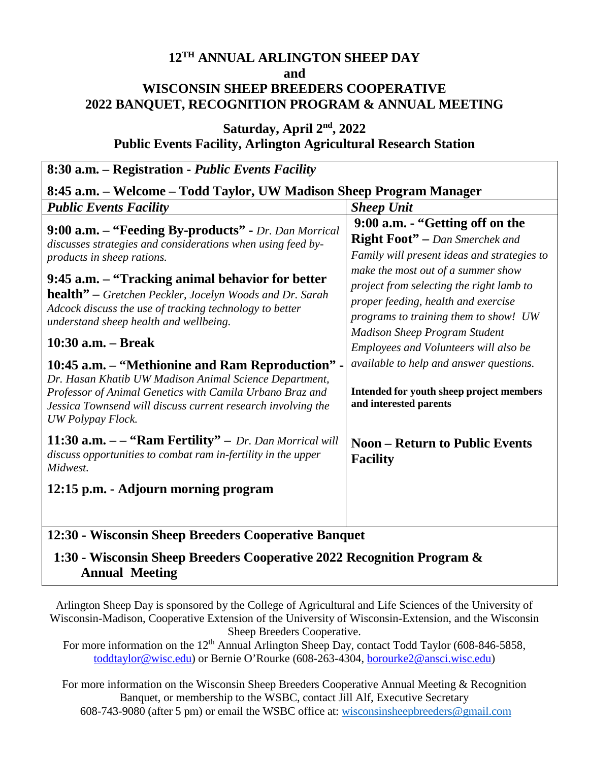# 12TH ANNUAL ARLINGTON SHEEP DAY
# and
# WISCONSIN SHEEP BREEDERS COOPERATIVE 2022 BANQUET, RECOGNITION PROGRAM & ANNUAL MEETING

## Saturday, April 2nd, 2022
## Public Events Facility, Arlington Agricultural Research Station

**8:30 a.m. – Registration -** ***Public Events Facility***

**8:45 a.m. – Welcome – Todd Taylor, UW Madison Sheep Program Manager**

| *Public Events Facility* | *Sheep Unit* |
|---|---|
| **9:00 a.m. – "Feeding By-products" -** *Dr. Dan Morrical discusses strategies and considerations when using feed by-products in sheep rations.*<br><br>**9:45 a.m. – "Tracking animal behavior for better health" –** *Gretchen Peckler, Jocelyn Woods and Dr. Sarah Adcock discuss the use of tracking technology to better understand sheep health and wellbeing.*<br><br>**10:30 a.m. – Break**<br><br>**10:45 a.m. – "Methionine and Ram Reproduction" -** *Dr. Hasan Khatib UW Madison Animal Science Department, Professor of Animal Genetics with Camila Urbano Braz and Jessica Townsend will discuss current research involving the UW Polypay Flock.*<br><br>**11:30 a.m. – – "Ram Fertility" –** *Dr. Dan Morrical will discuss opportunities to combat ram in-fertility in the upper Midwest.*<br><br>**12:15 p.m. - Adjourn morning program** | **9:00 a.m. - "Getting off on the Right Foot" –** *Dan Smerchek and Family will present ideas and strategies to make the most out of a summer show project from selecting the right lamb to proper feeding, health and exercise programs to training them to show! UW Madison Sheep Program Student Employees and Volunteers will also be available to help and answer questions.*<br><br>**Intended for youth sheep project members and interested parents**<br><br>**Noon – Return to Public Events Facility** |

**12:30 - Wisconsin Sheep Breeders Cooperative Banquet**

**1:30 - Wisconsin Sheep Breeders Cooperative 2022 Recognition Program & Annual Meeting**

Arlington Sheep Day is sponsored by the College of Agricultural and Life Sciences of the University of Wisconsin-Madison, Cooperative Extension of the University of Wisconsin-Extension, and the Wisconsin Sheep Breeders Cooperative.

For more information on the 12th Annual Arlington Sheep Day, contact Todd Taylor (608-846-5858, toddtaylor@wisc.edu) or Bernie O'Rourke (608-263-4304, borourke2@ansci.wisc.edu)

For more information on the Wisconsin Sheep Breeders Cooperative Annual Meeting & Recognition Banquet, or membership to the WSBC, contact Jill Alf, Executive Secretary 608-743-9080 (after 5 pm) or email the WSBC office at: wisconsinsheepbreeders@gmail.com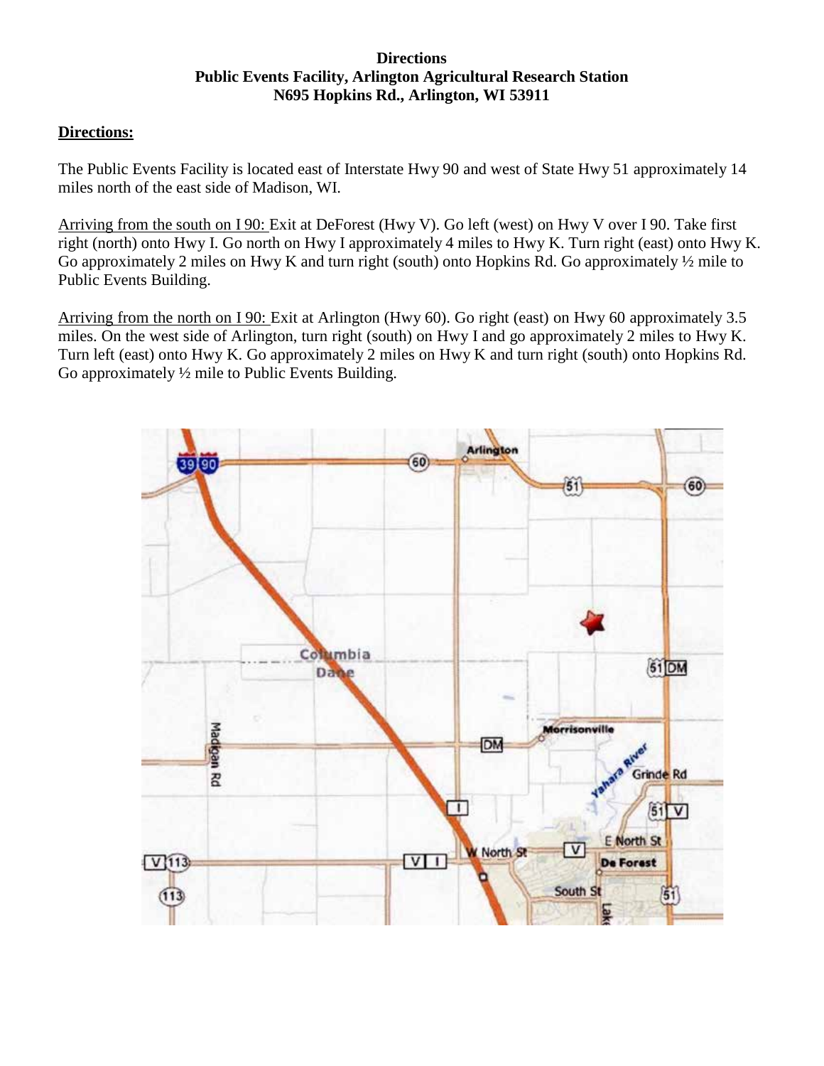**Directions**
**Public Events Facility, Arlington Agricultural Research Station**
**N695 Hopkins Rd., Arlington, WI 53911**

**Directions:**

The Public Events Facility is located east of Interstate Hwy 90 and west of State Hwy 51 approximately 14 miles north of the east side of Madison, WI.

Arriving from the south on I 90: Exit at DeForest (Hwy V). Go left (west) on Hwy V over I 90. Take first right (north) onto Hwy I. Go north on Hwy I approximately 4 miles to Hwy K. Turn right (east) onto Hwy K. Go approximately 2 miles on Hwy K and turn right (south) onto Hopkins Rd. Go approximately ½ mile to Public Events Building.

Arriving from the north on I 90: Exit at Arlington (Hwy 60). Go right (east) on Hwy 60 approximately 3.5 miles. On the west side of Arlington, turn right (south) on Hwy I and go approximately 2 miles to Hwy K. Turn left (east) onto Hwy K. Go approximately 2 miles on Hwy K and turn right (south) onto Hopkins Rd. Go approximately ½ mile to Public Events Building.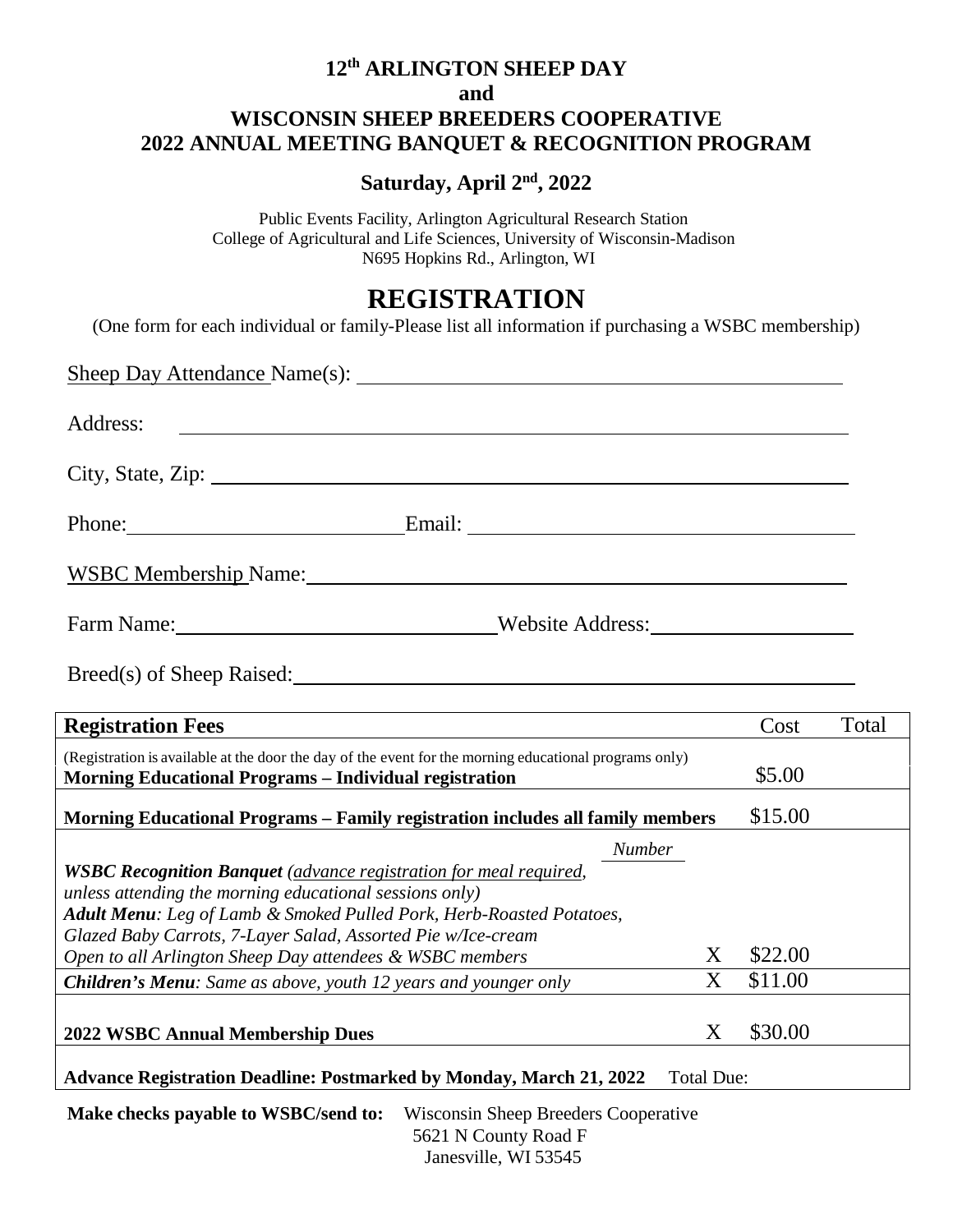**12th ARLINGTON SHEEP DAY**
**and**
**WISCONSIN SHEEP BREEDERS COOPERATIVE**
**2022 ANNUAL MEETING BANQUET & RECOGNITION PROGRAM**

**Saturday, April 2nd, 2022**

Public Events Facility, Arlington Agricultural Research Station
College of Agricultural and Life Sciences, University of Wisconsin-Madison
N695 Hopkins Rd., Arlington, WI

# REGISTRATION

(One form for each individual or family-Please list all information if purchasing a WSBC membership)

Sheep Day Attendance Name(s): ______________________________

Address: ______________________________

City, State, Zip: ______________________________

Phone: ______________ Email: ______________________________

WSBC Membership Name: ______________________________

Farm Name: ______________ Website Address: ______________

Breed(s) of Sheep Raised: ______________________________

| **Registration Fees** | | Cost | Total |
|---|---|---|---|
| (Registration is available at the door the day of the event for the morning educational programs only) **Morning Educational Programs – Individual registration** | | $5.00 | |
| **Morning Educational Programs – Family registration includes all family members** | | $15.00 | |
| *Number* ____ ***WSBC Recognition Banquet*** *(advance registration for meal required, unless attending the morning educational sessions only)* ***Adult Menu****: Leg of Lamb & Smoked Pulled Pork, Herb-Roasted Potatoes, Glazed Baby Carrots, 7-Layer Salad, Assorted Pie w/Ice-cream Open to all Arlington Sheep Day attendees & WSBC members* | X | $22.00 | |
| ***Children's Menu****: Same as above, youth 12 years and younger only* | X | $11.00 | |
| **2022 WSBC Annual Membership Dues** | X | $30.00 | |
| **Advance Registration Deadline: Postmarked by Monday, March 21, 2022** | Total Due: | | |

**Make checks payable to WSBC/send to:** Wisconsin Sheep Breeders Cooperative
5621 N County Road F
Janesville, WI 53545